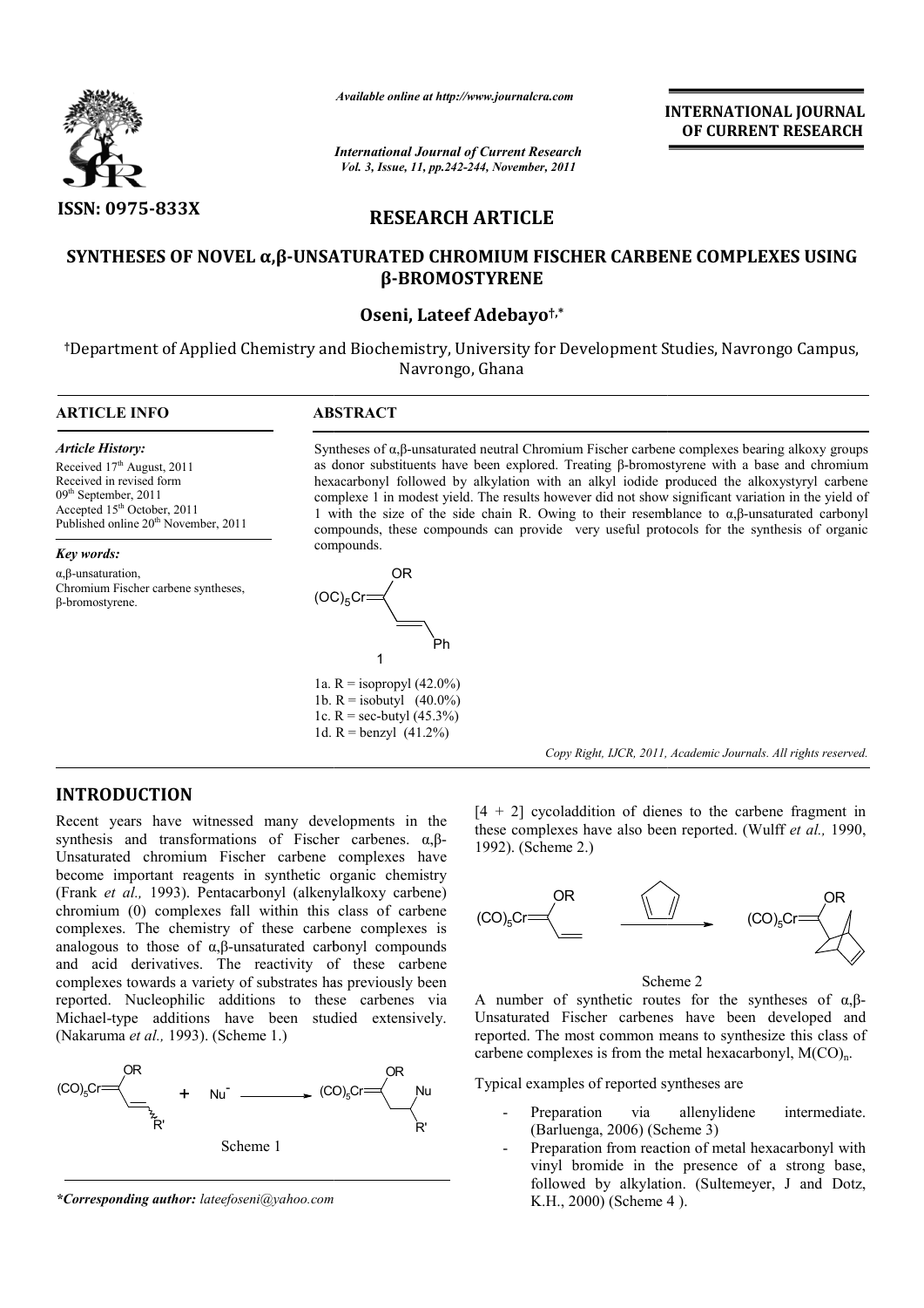**ISSN: 0975-833X**

*Available online at http://www.journalcra.com*

*International Journal of Current Research*

**INTERNATIONAL JOURNAL OF CURRENT RESEARCH**

## RESEARCH ARTICLE

# SYNTHESES OF NOVEL α,β-UNSATURATED CHROMIUM FISCHER CARBENE COMPLEXES USING β-BROMOSTYRENE

**Oseni, Lateef Adebayo[†,*]**

[†]Department of Applied Chemistry and Biochemistry, University for Development Studies, Navrongo Campus, Navrongo, Ghana

### ARTICLE INFO

*Article History:*

Received 17[th] August, 2011
Received in revised form
09[th] September, 2011
Accepted 15[th] October, 2011
Published online 20[th] November, 2011

*Key words:*

α,β-unsaturation,
Chromium Fischer carbene syntheses,
β-bromostyrene.

### ABSTRACT

Syntheses of α,β-unsaturated neutral Chromium Fischer carbene complexes bearing alkoxy groups as donor substituents have been explored. Treating β-bromostyrene with a base and chromium hexacarbonyl followed by alkylation with an alkyl iodide produced the alkoxystyryl carbene complexe 1 in modest yield. The results however did not show significant variation in the yield of 1 with the size of the side chain R. Owing to their resemblance to α,β-unsaturated carbonyl compounds, these compounds can provide very useful protocols for the synthesis of organic compounds.

$(OC)_5Cr{=}C(OR)CH{=}CHPh$

1

1a. R = isopropyl (42.0%)
1b. R = isobutyl (40.0%)
1c. R = sec-butyl (45.3%)
1d. R = benzyl (41.2%)

*Copy Right, IJCR, 2011, Academic Journals. All rights reserved.*

## INTRODUCTION

Recent years have witnessed many developments in the synthesis and transformations of Fischer carbenes. α,β-Unsaturated chromium Fischer carbene complexes have become important reagents in synthetic organic chemistry (Frank *et al.,* 1993). Pentacarbonyl (alkenylalkoxy carbene) chromium (0) complexes fall within this class of carbene complexes. The chemistry of these carbene complexes is analogous to those of α,β-unsaturated carbonyl compounds and acid derivatives. The reactivity of these carbene complexes towards a variety of substrates has previously been reported. Nucleophilic additions to these carbenes via Michael-type additions have been studied extensively. (Nakaruma *et al.,* 1993). (Scheme 1.)

$(CO)_5Cr{=}C(OR)CH{=}CHR' + Nu^- \longrightarrow (CO)_5Cr{=}C(OR)CH_2CH(Nu)R'$

Scheme 1

[4 + 2] cycoladdition of dienes to the carbene fragment in these complexes have also been reported. (Wulff *et al.,* 1990, 1992). (Scheme 2.)

Scheme 2

A number of synthetic routes for the syntheses of α,β-Unsaturated Fischer carbenes have been developed and reported. The most common means to synthesize this class of carbene complexes is from the metal hexacarbonyl, $M(CO)_n$.

Typical examples of reported syntheses are

- Preparation via allenylidene intermediate. (Barluenga, 2006) (Scheme 3)
- Preparation from reaction of metal hexacarbonyl with vinyl bromide in the presence of a strong base, followed by alkylation. (Sultemeyer, J and Dotz, K.H., 2000) (Scheme 4 ).

**\*Corresponding author:** *lateefoseni@yahoo.com*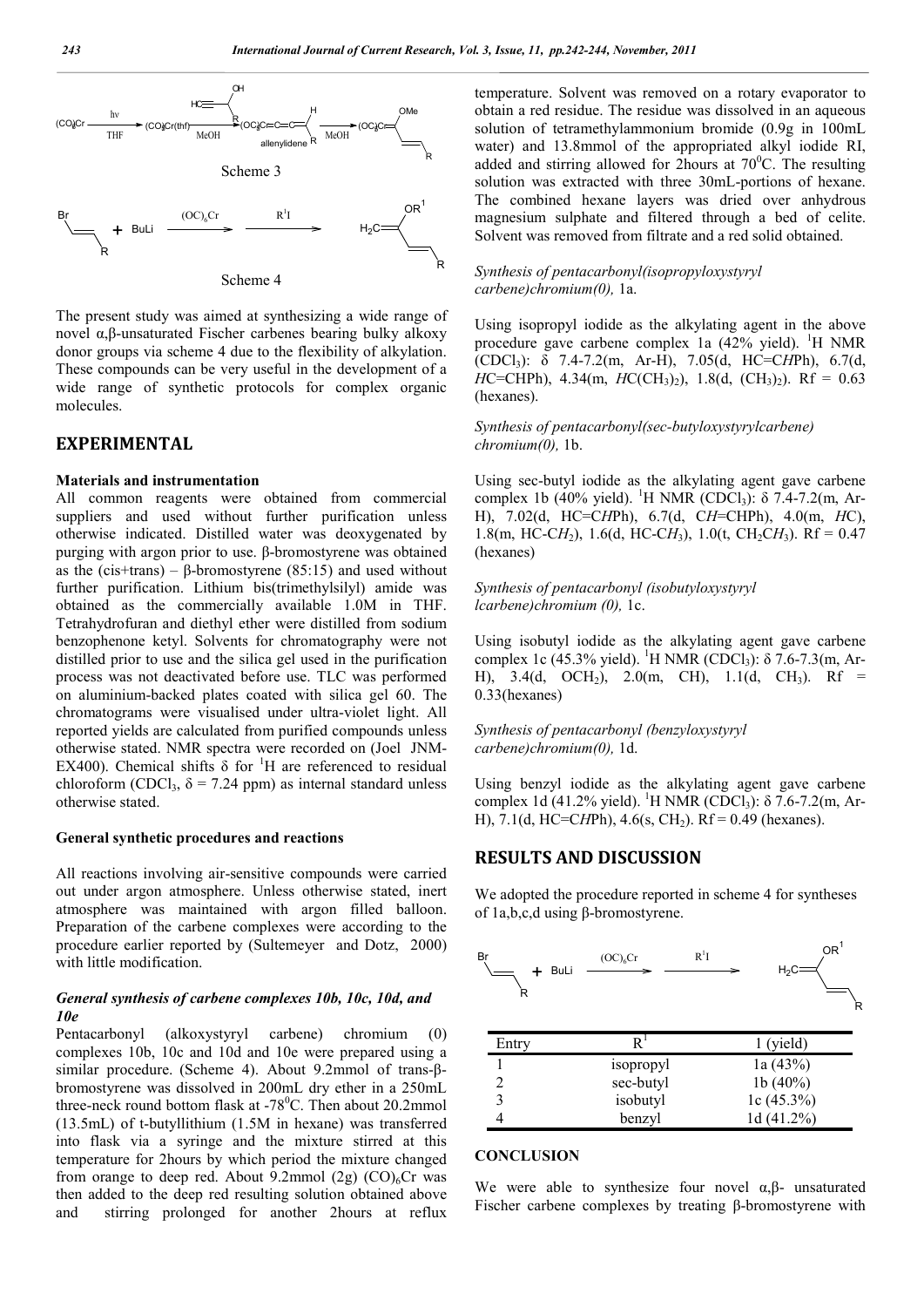Scheme 3

Scheme 4

The present study was aimed at synthesizing a wide range of novel α,β-unsaturated Fischer carbenes bearing bulky alkoxy donor groups via scheme 4 due to the flexibility of alkylation. These compounds can be very useful in the development of a wide range of synthetic protocols for complex organic molecules.

## EXPERIMENTAL

### Materials and instrumentation

All common reagents were obtained from commercial suppliers and used without further purification unless otherwise indicated. Distilled water was deoxygenated by purging with argon prior to use. β-bromostyrene was obtained as the (cis+trans) – β-bromostyrene (85:15) and used without further purification. Lithium bis(trimethylsilyl) amide was obtained as the commercially available 1.0M in THF. Tetrahydrofuran and diethyl ether were distilled from sodium benzophenone ketyl. Solvents for chromatography were not distilled prior to use and the silica gel used in the purification process was not deactivated before use. TLC was performed on aluminium-backed plates coated with silica gel 60. The chromatograms were visualised under ultra-violet light. All reported yields are calculated from purified compounds unless otherwise stated. NMR spectra were recorded on (Joel JNM-EX400). Chemical shifts δ for $^1$H are referenced to residual chloroform ($CDCl_3$, δ = 7.24 ppm) as internal standard unless otherwise stated.

### General synthetic procedures and reactions

All reactions involving air-sensitive compounds were carried out under argon atmosphere. Unless otherwise stated, inert atmosphere was maintained with argon filled balloon. Preparation of the carbene complexes were according to the procedure earlier reported by (Sultemeyer and Dotz, 2000) with little modification.

### *General synthesis of carbene complexes 10b, 10c, 10d, and 10e*

Pentacarbonyl (alkoxystyryl carbene) chromium (0) complexes 10b, 10c and 10d and 10e were prepared using a similar procedure. (Scheme 4). About 9.2mmol of trans-β-bromostyrene was dissolved in 200mL dry ether in a 250mL three-neck round bottom flask at -78$^0$C. Then about 20.2mmol (13.5mL) of t-butyllithium (1.5M in hexane) was transferred into flask via a syringe and the mixture stirred at this temperature for 2hours by which period the mixture changed from orange to deep red. About 9.2mmol (2g) $(CO)_6$Cr was then added to the deep red resulting solution obtained above and stirring prolonged for another 2hours at reflux temperature. Solvent was removed on a rotary evaporator to obtain a red residue. The residue was dissolved in an aqueous solution of tetramethylammonium bromide (0.9g in 100mL water) and 13.8mmol of the appropriated alkyl iodide RI, added and stirring allowed for 2hours at 70$^0$C. The resulting solution was extracted with three 30mL-portions of hexane. The combined hexane layers was dried over anhydrous magnesium sulphate and filtered through a bed of celite. Solvent was removed from filtrate and a red solid obtained.

### *Synthesis of pentacarbonyl(isopropyloxystyryl carbene)chromium(0),* 1a.

Using isopropyl iodide as the alkylating agent in the above procedure gave carbene complex 1a (42% yield). $^1$H NMR ($CDCl_3$): δ 7.4-7.2(m, Ar-H), 7.05(d, HC=C*H*Ph), 6.7(d, *H*C=CHPh), 4.34(m, *H*C($CH_3$)$_2$), 1.8(d, ($CH_3$)$_2$). Rf = 0.63 (hexanes).

### *Synthesis of pentacarbonyl(sec-butyloxystyrylcarbene) chromium(0),* 1b.

Using sec-butyl iodide as the alkylating agent gave carbene complex 1b (40% yield). $^1$H NMR ($CDCl_3$): δ 7.4-7.2(m, Ar-H), 7.02(d, HC=C*H*Ph), 6.7(d, C*H*=CHPh), 4.0(m, *H*C), 1.8(m, HC-C*H*$_2$), 1.6(d, HC-C*H*$_3$), 1.0(t, $CH_2$C*H*$_3$). Rf = 0.47 (hexanes)

### *Synthesis of pentacarbonyl (isobutyloxystyryl lcarbene)chromium (0),* 1c.

Using isobutyl iodide as the alkylating agent gave carbene complex 1c (45.3% yield). $^1$H NMR ($CDCl_3$): δ 7.6-7.3(m, Ar-H), 3.4(d, $OCH_2$), 2.0(m, CH), 1.1(d, $CH_3$). Rf = 0.33(hexanes)

### *Synthesis of pentacarbonyl (benzyloxystyryl carbene)chromium(0),* 1d.

Using benzyl iodide as the alkylating agent gave carbene complex 1d (41.2% yield). $^1$H NMR ($CDCl_3$): δ 7.6-7.2(m, Ar-H), 7.1(d, HC=C*H*Ph), 4.6(s, $CH_2$). Rf = 0.49 (hexanes).

## RESULTS AND DISCUSSION

We adopted the procedure reported in scheme 4 for syntheses of 1a,b,c,d using β-bromostyrene.

| Entry | R$^1$ | 1 (yield) |
|---|---|---|
| 1 | isopropyl | 1a (43%) |
| 2 | sec-butyl | 1b (40%) |
| 3 | isobutyl | 1c (45.3%) |
| 4 | benzyl | 1d (41.2%) |

### CONCLUSION

We were able to synthesize four novel α,β- unsaturated Fischer carbene complexes by treating β-bromostyrene with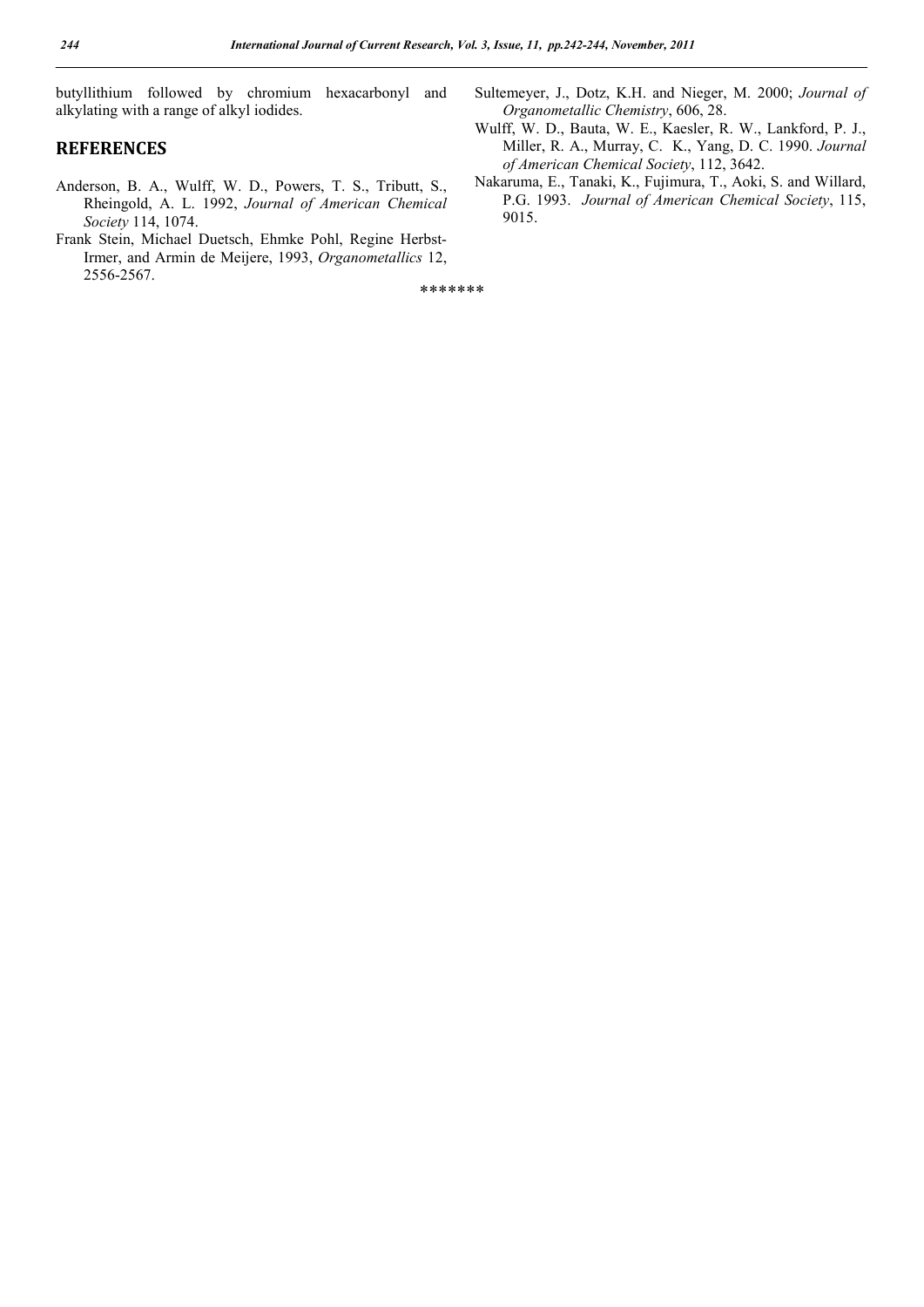butyllithium followed by chromium hexacarbonyl and alkylating with a range of alkyl iodides.

## REFERENCES

Anderson, B. A., Wulff, W. D., Powers, T. S., Tributt, S., Rheingold, A. L. 1992, *Journal of American Chemical Society* 114, 1074.

Frank Stein, Michael Duetsch, Ehmke Pohl, Regine Herbst-Irmer, and Armin de Meijere, 1993, *Organometallics* 12, 2556-2567.

Sultemeyer, J., Dotz, K.H. and Nieger, M. 2000; *Journal of Organometallic Chemistry*, 606, 28.

Wulff, W. D., Bauta, W. E., Kaesler, R. W., Lankford, P. J., Miller, R. A., Murray, C. K., Yang, D. C. 1990. *Journal of American Chemical Society*, 112, 3642.

Nakaruma, E., Tanaki, K., Fujimura, T., Aoki, S. and Willard, P.G. 1993. *Journal of American Chemical Society*, 115, 9015.

*******